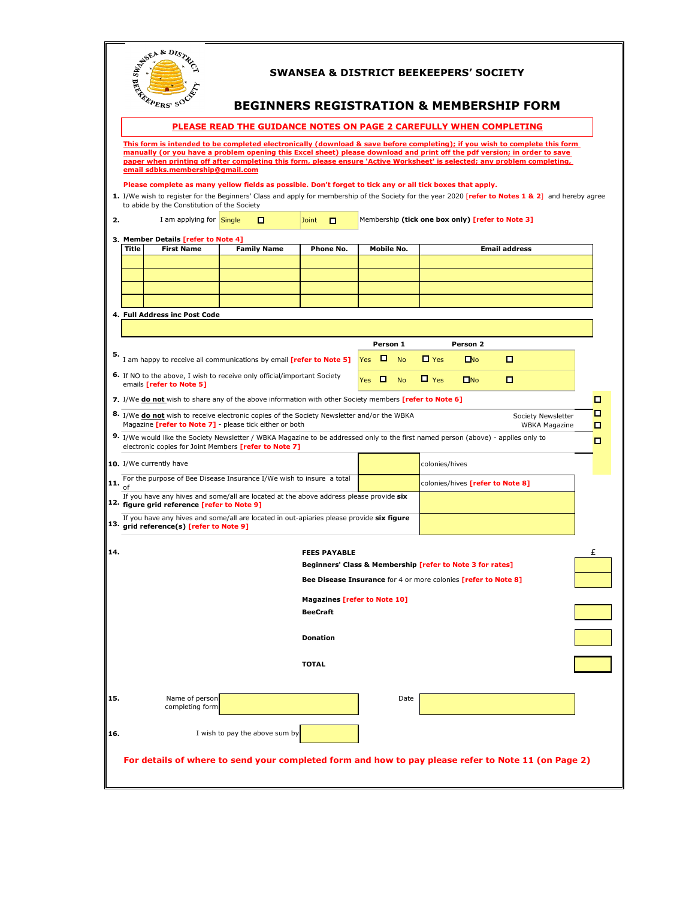# SWANSEA & DISTRICT BEEKEEPERS' SOCIETY

## BEGINNERS REGISTRATION & MEMBERSHIP FORM

**PLEASE READ THE GUIDANCE NOTES ON PAGE 2 CAREFULLY WHEN COMPLETING**

**This form is intended to be completed electronically (download & save before completing); if you wish to complete this form manually (or you have a problem opening this Excel sheet) please download and print off the pdf version; in order to save paper when printing off after completing this form, please ensure 'Active Worksheet' is selected; any problem completing, email sdbks.membership@gmail.com**

**Please complete as many yellow fields as possible. Don't forget to tick any or all tick boxes that apply.**

**1.** I/We wish to register for the Beginners' Class and apply for membership of the Society for the year 2020 [**refer to Notes 1 & 2**] and hereby agree to abide by the Constitution of the Society

**2.** I am applying for Single ☐ Joint ☐ Membership **(tick one box only)** [**refer to Note 3**]

**3. Member Details [refer to Note 4]**

| Title | First Name | Family Name | Phone No. | Mobile No. | Email address |
|---|---|---|---|---|---|
| | | | | | |
| | | | | | |
| | | | | | |
| | | | | | |

**4. Full Address inc Post Code**

| |
|---|
| |

| | Person 1 | | Person 2 | |
|---|---|---|---|---|
| **5.** I am happy to receive all communications by email [**refer to Note 5**] | Yes ☐ | No ☐ | Yes ☐ | No ☐ |
| **6.** If NO to the above, I wish to receive only official/important Society emails [**refer to Note 5**] | Yes ☐ | No ☐ | Yes ☐ | No ☐ |

**7.** I/We **do not** wish to share any of the above information with other Society members [**refer to Note 6**] ☐

**8.** I/We **do not** wish to receive electronic copies of the Society Newsletter and/or the WBKA Magazine [**refer to Note 7**] - please tick either or both
Society Newsletter ☐
WBKA Magazine ☐

**9.** I/We would like the Society Newsletter / WBKA Magazine to be addressed only to the first named person (above) - applies only to electronic copies for Joint Members [**refer to Note 7**] ☐

**10.** I/We currently have ______ colonies/hives

**11.** For the purpose of Bee Disease Insurance I/We wish to insure a total of ______ colonies/hives [**refer to Note 8**]

**12.** If you have any hives and some/all are located at the above address please provide **six figure grid reference** [**refer to Note 9**] ______

**13.** If you have any hives and some/all are located in out-apiaries please provide **six figure grid reference(s)** [**refer to Note 9**] ______

**14.**

| **FEES PAYABLE** | £ |
|---|---|
| **Beginners' Class & Membership** [**refer to Note 3 for rates**] | |
| **Bee Disease Insurance** for 4 or more colonies [**refer to Note 8**] | |
| **Magazines** [**refer to Note 10**] | |
| **BeeCraft** | |
| **Donation** | |
| **TOTAL** | |

**15.** Name of person completing form ______ Date ______

**16.** I wish to pay the above sum by ______

**For details of where to send your completed form and how to pay please refer to Note 11 (on Page 2)**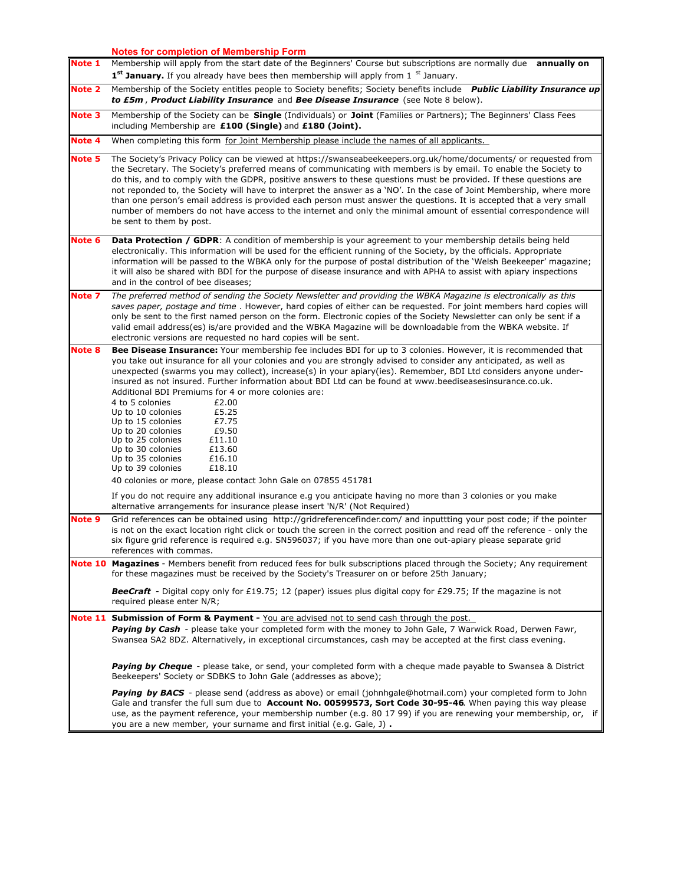## Notes for completion of Membership Form

**Note 1** Membership will apply from the start date of the Beginners' Course but subscriptions are normally due **annually on 1st January.** If you already have bees then membership will apply from 1 st January.

**Note 2** Membership of the Society entitles people to Society benefits; Society benefits include ***Public Liability Insurance up to £5m***, ***Product Liability Insurance*** and ***Bee Disease Insurance*** (see Note 8 below).

**Note 3** Membership of the Society can be **Single** (Individuals) or **Joint** (Families or Partners); The Beginners' Class Fees including Membership are **£100 (Single)** and **£180 (Joint).**

**Note 4** When completing this form for Joint Membership please include the names of all applicants.

**Note 5** The Society's Privacy Policy can be viewed at https://swanseabeekeepers.org.uk/home/documents/ or requested from the Secretary. The Society's preferred means of communicating with members is by email. To enable the Society to do this, and to comply with the GDPR, positive answers to these questions must be provided. If these questions are not reponded to, the Society will have to interpret the answer as a 'NO'. In the case of Joint Membership, where more than one person's email address is provided each person must answer the questions. It is accepted that a very small number of members do not have access to the internet and only the minimal amount of essential correspondence will be sent to them by post.

**Note 6** **Data Protection / GDPR**: A condition of membership is your agreement to your membership details being held electronically. This information will be used for the efficient running of the Society, by the officials. Appropriate information will be passed to the WBKA only for the purpose of postal distribution of the 'Welsh Beekeeper' magazine; it will also be shared with BDI for the purpose of disease insurance and with APHA to assist with apiary inspections and in the control of bee diseases;

**Note 7** *The preferred method of sending the Society Newsletter and providing the WBKA Magazine is electronically as this saves paper, postage and time .* However, hard copies of either can be requested. For joint members hard copies will only be sent to the first named person on the form. Electronic copies of the Society Newsletter can only be sent if a valid email address(es) is/are provided and the WBKA Magazine will be downloadable from the WBKA website. If electronic versions are requested no hard copies will be sent.

**Note 8** **Bee Disease Insurance:** Your membership fee includes BDI for up to 3 colonies. However, it is recommended that you take out insurance for all your colonies and you are strongly advised to consider any anticipated, as well as unexpected (swarms you may collect), increase(s) in your apiary(ies). Remember, BDI Ltd considers anyone under-insured as not insured. Further information about BDI Ltd can be found at www.beediseasesinsurance.co.uk.

Additional BDI Premiums for 4 or more colonies are:

| | |
|---|---|
| 4 to 5 colonies | £2.00 |
| Up to 10 colonies | £5.25 |
| Up to 15 colonies | £7.75 |
| Up to 20 colonies | £9.50 |
| Up to 25 colonies | £11.10 |
| Up to 30 colonies | £13.60 |
| Up to 35 colonies | £16.10 |
| Up to 39 colonies | £18.10 |

40 colonies or more, please contact John Gale on 07855 451781

If you do not require any additional insurance e.g you anticipate having no more than 3 colonies or you make alternative arrangements for insurance please insert 'N/R' (Not Required)

**Note 9** Grid references can be obtained using http://gridreferencefinder.com/ and inputtting your post code; if the pointer is not on the exact location right click or touch the screen in the correct position and read off the reference - only the six figure grid reference is required e.g. SN596037; if you have more than one out-apiary please separate grid references with commas.

**Note 10** **Magazines** - Members benefit from reduced fees for bulk subscriptions placed through the Society; Any requirement for these magazines must be received by the Society's Treasurer on or before 25th January;

***BeeCraft*** - Digital copy only for £19.75; 12 (paper) issues plus digital copy for £29.75; If the magazine is not required please enter N/R;

**Note 11** **Submission of Form & Payment -** You are advised not to send cash through the post.

***Paying by Cash*** - please take your completed form with the money to John Gale, 7 Warwick Road, Derwen Fawr, Swansea SA2 8DZ. Alternatively, in exceptional circumstances, cash may be accepted at the first class evening.

***Paying by Cheque*** - please take, or send, your completed form with a cheque made payable to Swansea & District Beekeepers' Society or SDBKS to John Gale (addresses as above);

***Paying by BACS*** - please send (address as above) or email (johnhgale@hotmail.com) your completed form to John Gale and transfer the full sum due to **Account No. 00599573, Sort Code 30-95-46**. When paying this way please use, as the payment reference, your membership number (e.g. 80 17 99) if you are renewing your membership, or, if you are a new member, your surname and first initial (e.g. Gale, J) **.**